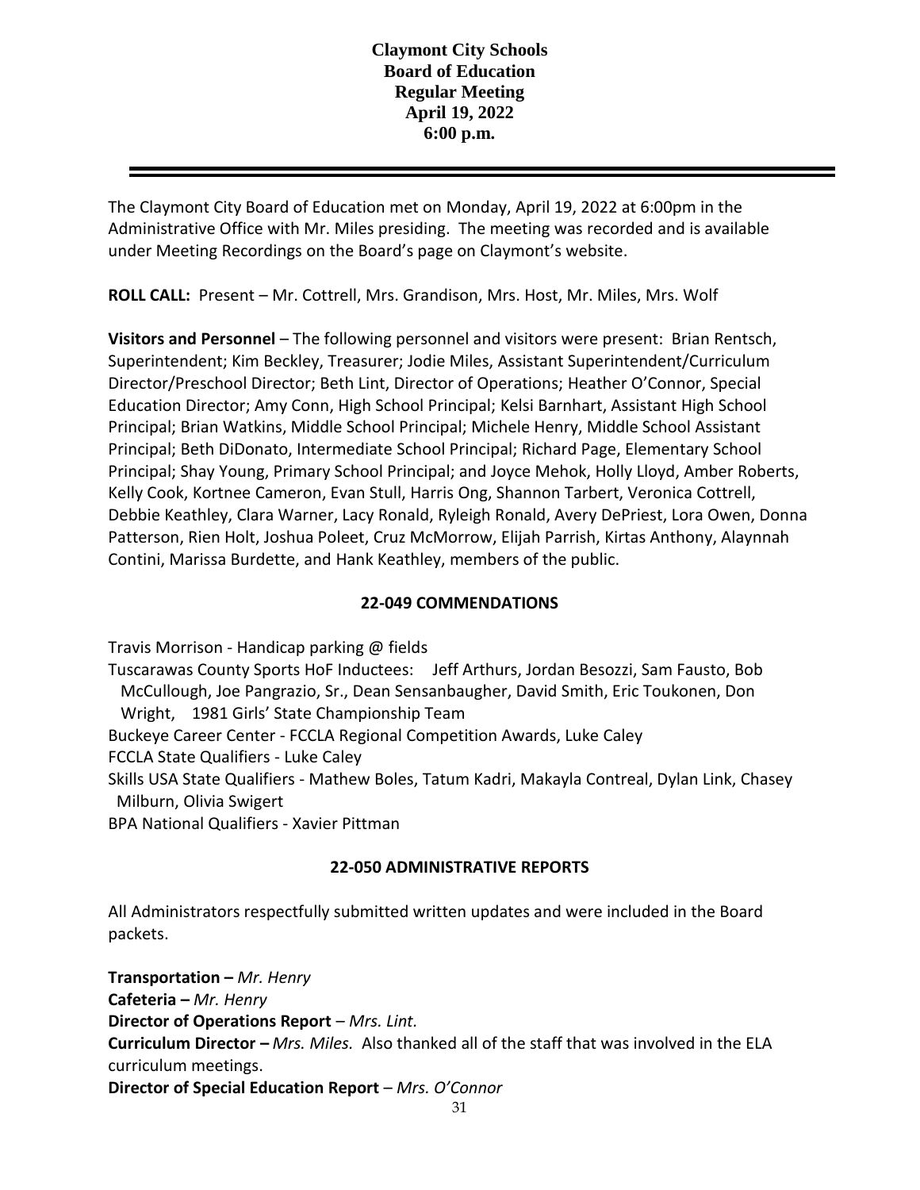# Claymont City Schools
## Board of Education
## Regular Meeting
## April 19, 2022
## 6:00 p.m.

---

The Claymont City Board of Education met on Monday, April 19, 2022 at 6:00pm in the Administrative Office with Mr. Miles presiding. The meeting was recorded and is available under Meeting Recordings on the Board's page on Claymont's website.

**ROLL CALL:** Present – Mr. Cottrell, Mrs. Grandison, Mrs. Host, Mr. Miles, Mrs. Wolf

**Visitors and Personnel** – The following personnel and visitors were present: Brian Rentsch, Superintendent; Kim Beckley, Treasurer; Jodie Miles, Assistant Superintendent/Curriculum Director/Preschool Director; Beth Lint, Director of Operations; Heather O'Connor, Special Education Director; Amy Conn, High School Principal; Kelsi Barnhart, Assistant High School Principal; Brian Watkins, Middle School Principal; Michele Henry, Middle School Assistant Principal; Beth DiDonato, Intermediate School Principal; Richard Page, Elementary School Principal; Shay Young, Primary School Principal; and Joyce Mehok, Holly Lloyd, Amber Roberts, Kelly Cook, Kortnee Cameron, Evan Stull, Harris Ong, Shannon Tarbert, Veronica Cottrell, Debbie Keathley, Clara Warner, Lacy Ronald, Ryleigh Ronald, Avery DePriest, Lora Owen, Donna Patterson, Rien Holt, Joshua Poleet, Cruz McMorrow, Elijah Parrish, Kirtas Anthony, Alaynnah Contini, Marissa Burdette, and Hank Keathley, members of the public.

### 22-049 COMMENDATIONS

Travis Morrison - Handicap parking @ fields

Tuscarawas County Sports HoF Inductees: Jeff Arthurs, Jordan Besozzi, Sam Fausto, Bob McCullough, Joe Pangrazio, Sr., Dean Sensanbaugher, David Smith, Eric Toukonen, Don Wright, 1981 Girls' State Championship Team

Buckeye Career Center - FCCLA Regional Competition Awards, Luke Caley

FCCLA State Qualifiers - Luke Caley

Skills USA State Qualifiers - Mathew Boles, Tatum Kadri, Makayla Contreal, Dylan Link, Chasey Milburn, Olivia Swigert

BPA National Qualifiers - Xavier Pittman

### 22-050 ADMINISTRATIVE REPORTS

All Administrators respectfully submitted written updates and were included in the Board packets.

**Transportation –** *Mr. Henry*

**Cafeteria –** *Mr. Henry*

**Director of Operations Report** – *Mrs. Lint.*

**Curriculum Director –** *Mrs. Miles.* Also thanked all of the staff that was involved in the ELA curriculum meetings.

**Director of Special Education Report** – *Mrs. O'Connor*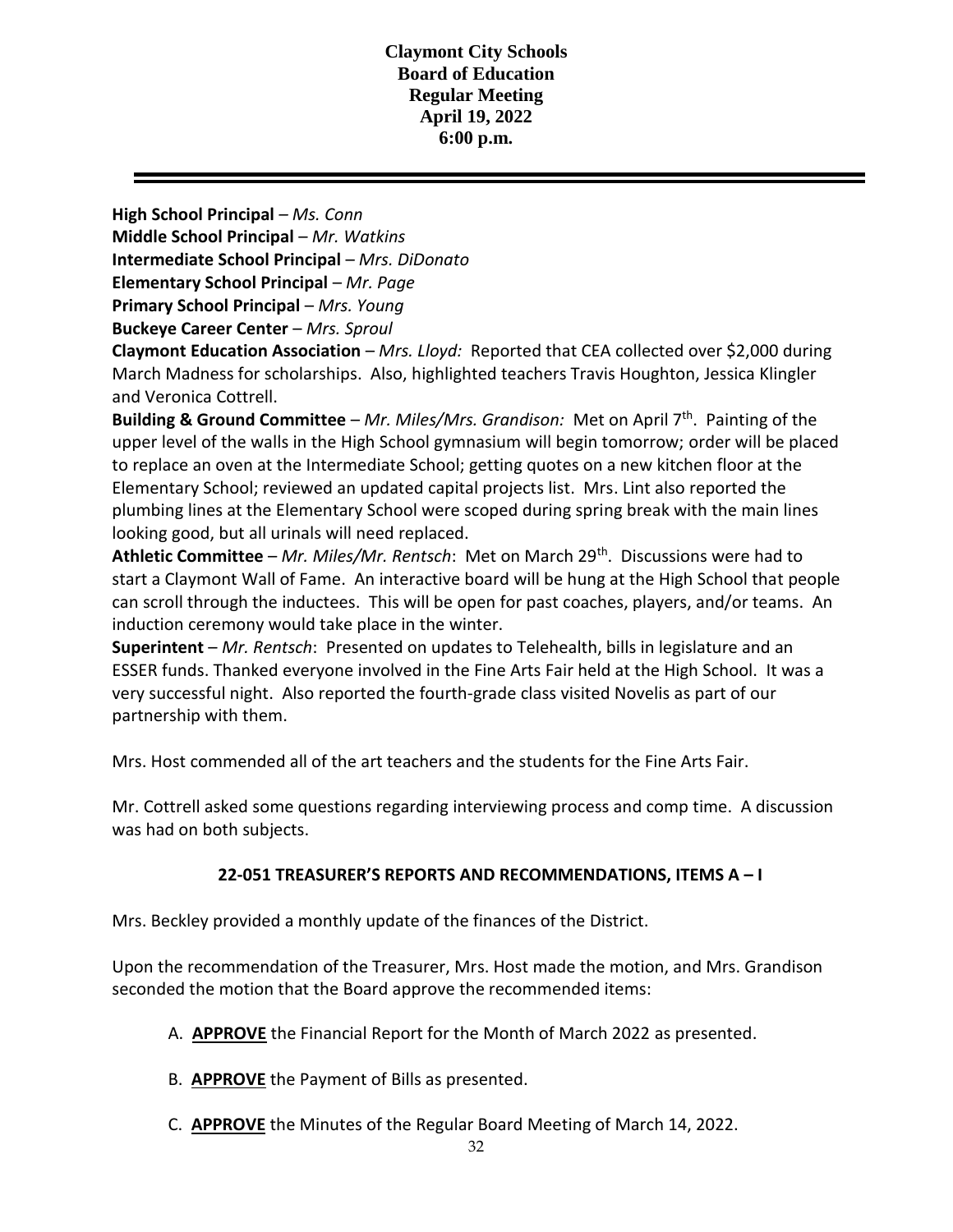**Claymont City Schools**
**Board of Education**
**Regular Meeting**
**April 19, 2022**
**6:00 p.m.**

---

**High School Principal** – *Ms. Conn*
**Middle School Principal** – *Mr. Watkins*
**Intermediate School Principal** – *Mrs. DiDonato*
**Elementary School Principal** – *Mr. Page*
**Primary School Principal** – *Mrs. Young*
**Buckeye Career Center** – *Mrs. Sproul*
**Claymont Education Association** – *Mrs. Lloyd:* Reported that CEA collected over $2,000 during March Madness for scholarships. Also, highlighted teachers Travis Houghton, Jessica Klingler and Veronica Cottrell.
**Building & Ground Committee** – *Mr. Miles/Mrs. Grandison:* Met on April 7th. Painting of the upper level of the walls in the High School gymnasium will begin tomorrow; order will be placed to replace an oven at the Intermediate School; getting quotes on a new kitchen floor at the Elementary School; reviewed an updated capital projects list. Mrs. Lint also reported the plumbing lines at the Elementary School were scoped during spring break with the main lines looking good, but all urinals will need replaced.
**Athletic Committee** – *Mr. Miles/Mr. Rentsch*: Met on March 29th. Discussions were had to start a Claymont Wall of Fame. An interactive board will be hung at the High School that people can scroll through the inductees. This will be open for past coaches, players, and/or teams. An induction ceremony would take place in the winter.
**Superintent** – *Mr. Rentsch*: Presented on updates to Telehealth, bills in legislature and an ESSER funds. Thanked everyone involved in the Fine Arts Fair held at the High School. It was a very successful night. Also reported the fourth-grade class visited Novelis as part of our partnership with them.

Mrs. Host commended all of the art teachers and the students for the Fine Arts Fair.

Mr. Cottrell asked some questions regarding interviewing process and comp time. A discussion was had on both subjects.

**22-051 TREASURER'S REPORTS AND RECOMMENDATIONS, ITEMS A – I**

Mrs. Beckley provided a monthly update of the finances of the District.

Upon the recommendation of the Treasurer, Mrs. Host made the motion, and Mrs. Grandison seconded the motion that the Board approve the recommended items:

A. **APPROVE** the Financial Report for the Month of March 2022 as presented.

B. **APPROVE** the Payment of Bills as presented.

C. **APPROVE** the Minutes of the Regular Board Meeting of March 14, 2022.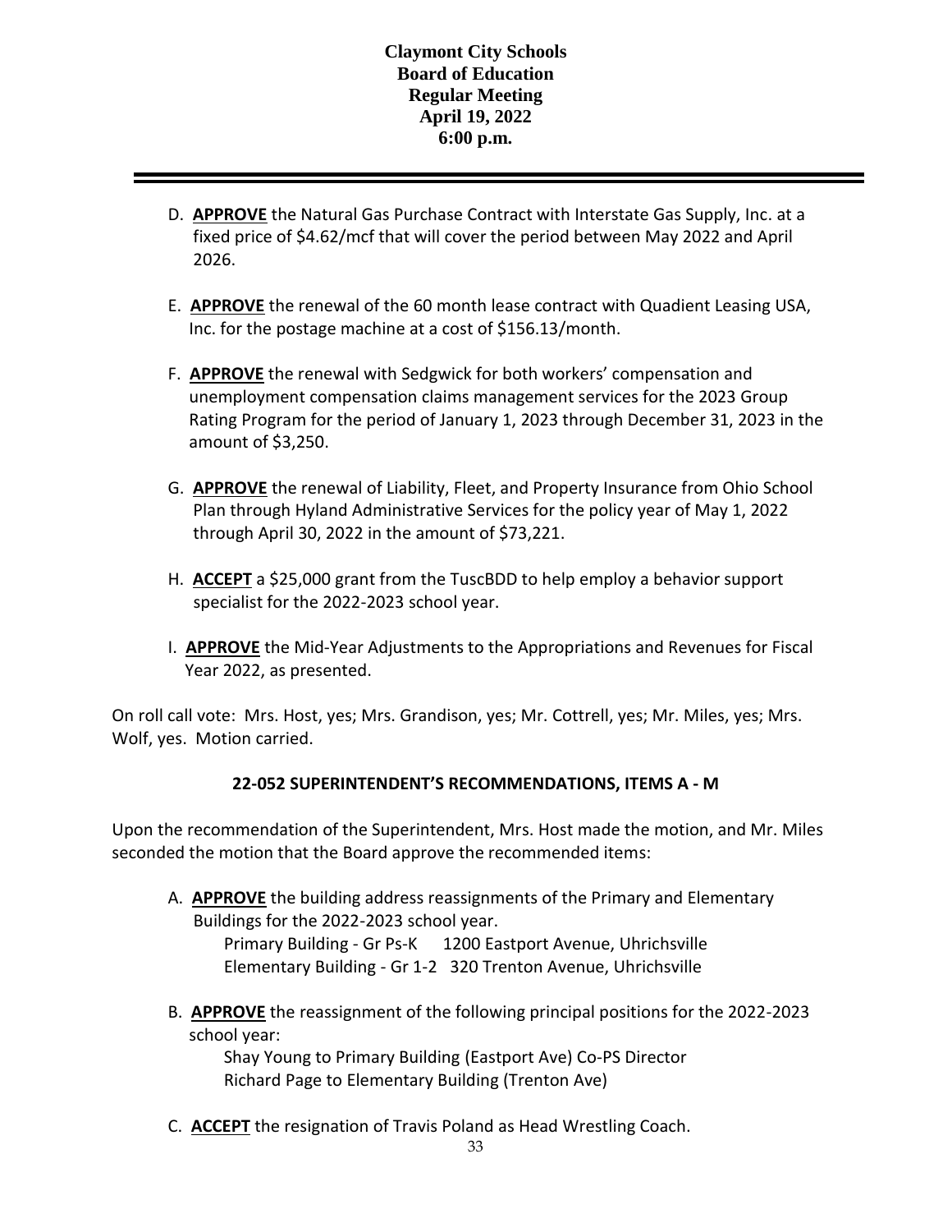D. **APPROVE** the Natural Gas Purchase Contract with Interstate Gas Supply, Inc. at a fixed price of $4.62/mcf that will cover the period between May 2022 and April 2026.

E. **APPROVE** the renewal of the 60 month lease contract with Quadient Leasing USA, Inc. for the postage machine at a cost of $156.13/month.

F. **APPROVE** the renewal with Sedgwick for both workers' compensation and unemployment compensation claims management services for the 2023 Group Rating Program for the period of January 1, 2023 through December 31, 2023 in the amount of $3,250.

G. **APPROVE** the renewal of Liability, Fleet, and Property Insurance from Ohio School Plan through Hyland Administrative Services for the policy year of May 1, 2022 through April 30, 2022 in the amount of $73,221.

H. **ACCEPT** a $25,000 grant from the TuscBDD to help employ a behavior support specialist for the 2022-2023 school year.

I. **APPROVE** the Mid-Year Adjustments to the Appropriations and Revenues for Fiscal Year 2022, as presented.

On roll call vote: Mrs. Host, yes; Mrs. Grandison, yes; Mr. Cottrell, yes; Mr. Miles, yes; Mrs. Wolf, yes. Motion carried.

**22-052 SUPERINTENDENT'S RECOMMENDATIONS, ITEMS A - M**

Upon the recommendation of the Superintendent, Mrs. Host made the motion, and Mr. Miles seconded the motion that the Board approve the recommended items:

A. **APPROVE** the building address reassignments of the Primary and Elementary Buildings for the 2022-2023 school year.
   Primary Building - Gr Ps-K 1200 Eastport Avenue, Uhrichsville
   Elementary Building - Gr 1-2 320 Trenton Avenue, Uhrichsville

B. **APPROVE** the reassignment of the following principal positions for the 2022-2023 school year:
   Shay Young to Primary Building (Eastport Ave) Co-PS Director
   Richard Page to Elementary Building (Trenton Ave)

C. **ACCEPT** the resignation of Travis Poland as Head Wrestling Coach.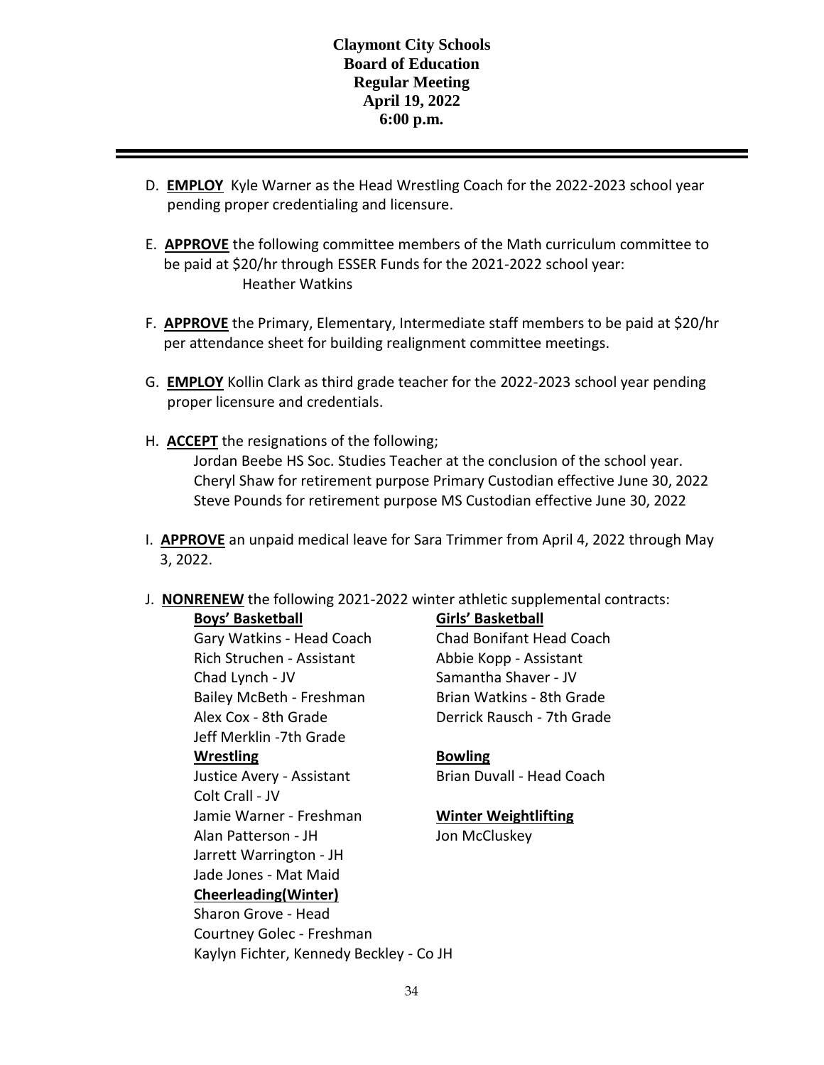**Claymont City Schools**
**Board of Education**
**Regular Meeting**
**April 19, 2022**
**6:00 p.m.**

---

D. **EMPLOY** Kyle Warner as the Head Wrestling Coach for the 2022-2023 school year pending proper credentialing and licensure.

E. **APPROVE** the following committee members of the Math curriculum committee to be paid at $20/hr through ESSER Funds for the 2021-2022 school year:
 Heather Watkins

F. **APPROVE** the Primary, Elementary, Intermediate staff members to be paid at $20/hr per attendance sheet for building realignment committee meetings.

G. **EMPLOY** Kollin Clark as third grade teacher for the 2022-2023 school year pending proper licensure and credentials.

H. **ACCEPT** the resignations of the following;
 Jordan Beebe HS Soc. Studies Teacher at the conclusion of the school year.
 Cheryl Shaw for retirement purpose Primary Custodian effective June 30, 2022
 Steve Pounds for retirement purpose MS Custodian effective June 30, 2022

I. **APPROVE** an unpaid medical leave for Sara Trimmer from April 4, 2022 through May 3, 2022.

J. **NONRENEW** the following 2021-2022 winter athletic supplemental contracts:

**Boys' Basketball**
Gary Watkins - Head Coach
Rich Struchen - Assistant
Chad Lynch - JV
Bailey McBeth - Freshman
Alex Cox - 8th Grade
Jeff Merklin -7th Grade

**Girls' Basketball**
Chad Bonifant Head Coach
Abbie Kopp - Assistant
Samantha Shaver - JV
Brian Watkins - 8th Grade
Derrick Rausch - 7th Grade

**Wrestling**
Justice Avery - Assistant
Colt Crall - JV
Jamie Warner - Freshman
Alan Patterson - JH
Jarrett Warrington - JH
Jade Jones - Mat Maid

**Bowling**
Brian Duvall - Head Coach

**Winter Weightlifting**
Jon McCluskey

**Cheerleading(Winter)**
Sharon Grove - Head
Courtney Golec - Freshman
Kaylyn Fichter, Kennedy Beckley - Co JH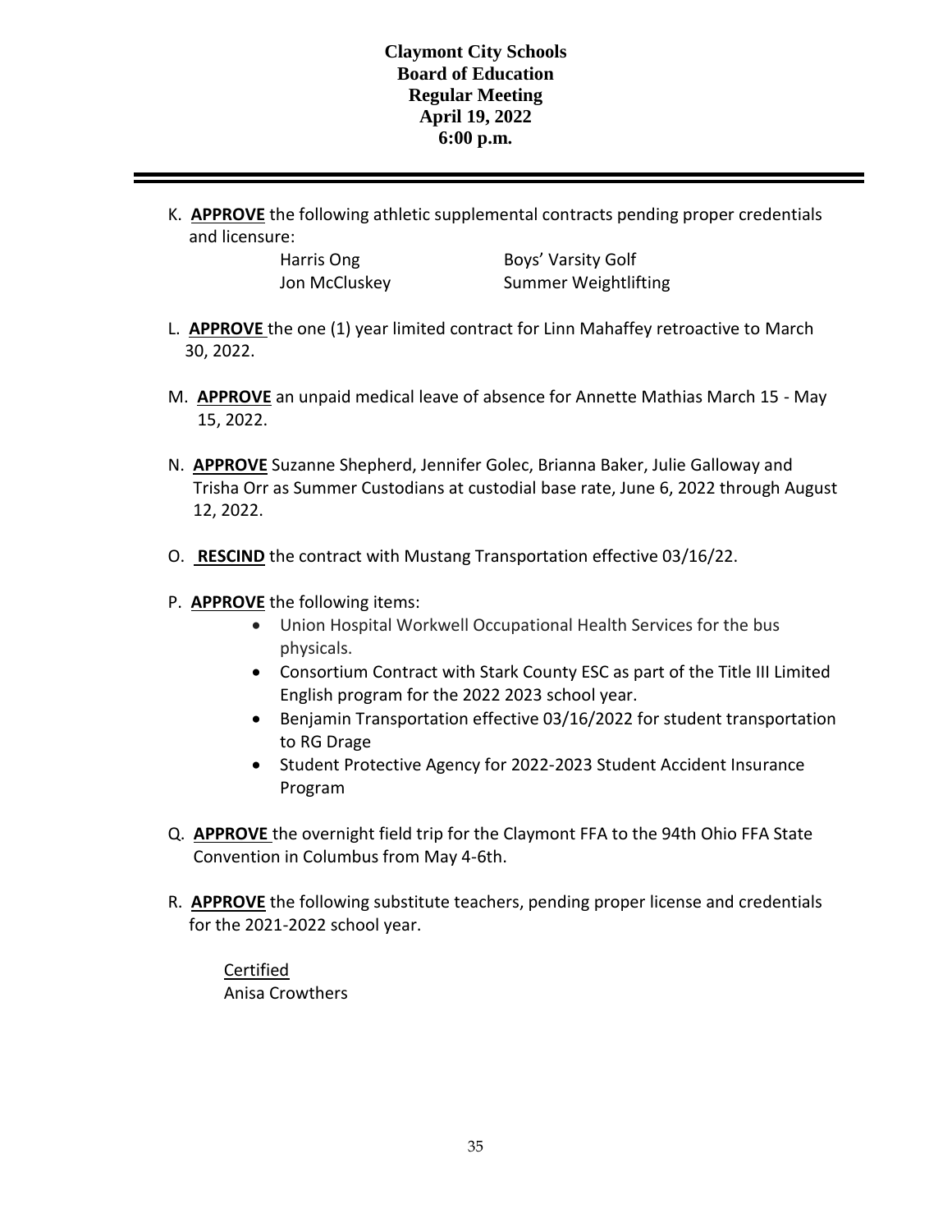**Claymont City Schools**
**Board of Education**
**Regular Meeting**
**April 19, 2022**
**6:00 p.m.**

---

K. **APPROVE** the following athletic supplemental contracts pending proper credentials and licensure:

| | |
|---|---|
| Harris Ong | Boys' Varsity Golf |
| Jon McCluskey | Summer Weightlifting |

L. **APPROVE** the one (1) year limited contract for Linn Mahaffey retroactive to March 30, 2022.

M. **APPROVE** an unpaid medical leave of absence for Annette Mathias March 15 - May 15, 2022.

N. **APPROVE** Suzanne Shepherd, Jennifer Golec, Brianna Baker, Julie Galloway and Trisha Orr as Summer Custodians at custodial base rate, June 6, 2022 through August 12, 2022.

O. **RESCIND** the contract with Mustang Transportation effective 03/16/22.

P. **APPROVE** the following items:

- Union Hospital Workwell Occupational Health Services for the bus physicals.
- Consortium Contract with Stark County ESC as part of the Title III Limited English program for the 2022 2023 school year.
- Benjamin Transportation effective 03/16/2022 for student transportation to RG Drage
- Student Protective Agency for 2022-2023 Student Accident Insurance Program

Q. **APPROVE** the overnight field trip for the Claymont FFA to the 94th Ohio FFA State Convention in Columbus from May 4-6th.

R. **APPROVE** the following substitute teachers, pending proper license and credentials for the 2021-2022 school year.

Certified
Anisa Crowthers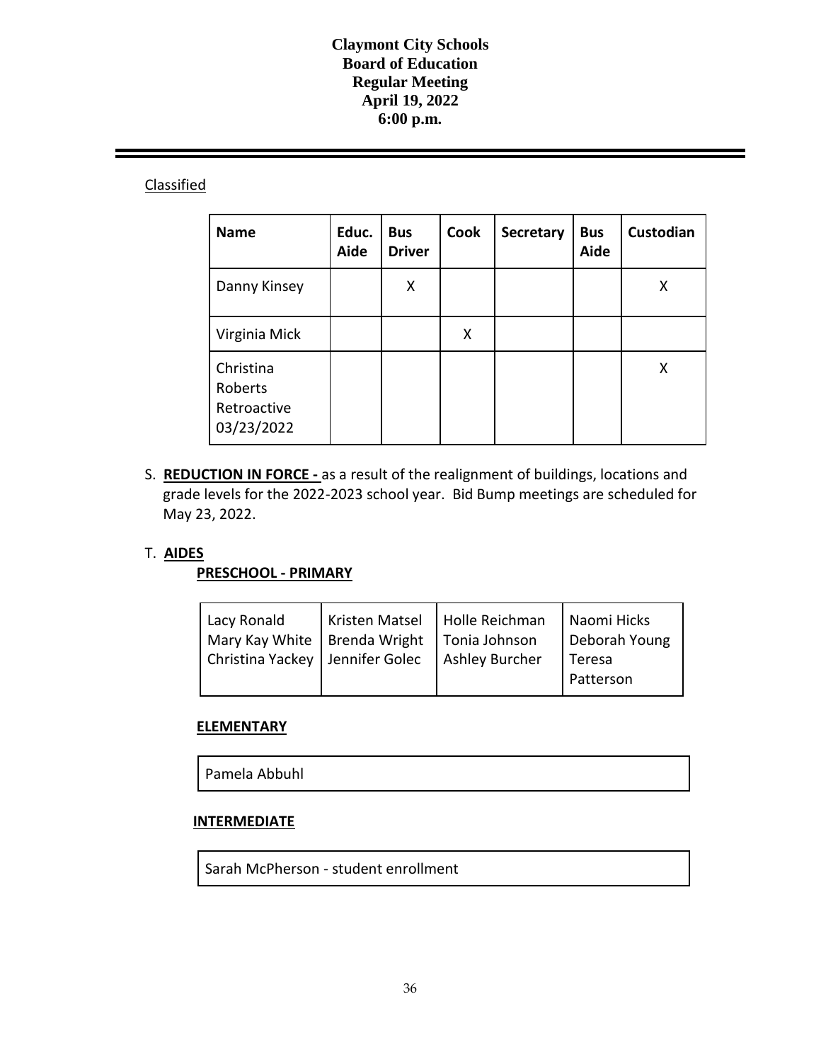Claymont City Schools
Board of Education
Regular Meeting
April 19, 2022
6:00 p.m.

Classified

| Name | Educ. Aide | Bus Driver | Cook | Secretary | Bus Aide | Custodian |
|---|---|---|---|---|---|---|
| Danny Kinsey | | X | | | | X |
| Virginia Mick | | | X | | | |
| Christina Roberts Retroactive 03/23/2022 | | | | | | X |

S. **REDUCTION IN FORCE -** as a result of the realignment of buildings, locations and grade levels for the 2022-2023 school year. Bid Bump meetings are scheduled for May 23, 2022.

T. **AIDES**

**PRESCHOOL - PRIMARY**

| | | | |
|---|---|---|---|
| Lacy Ronald<br>Mary Kay White<br>Christina Yackey | Kristen Matsel<br>Brenda Wright<br>Jennifer Golec | Holle Reichman<br>Tonia Johnson<br>Ashley Burcher | Naomi Hicks<br>Deborah Young<br>Teresa Patterson |

**ELEMENTARY**

| |
|---|
| Pamela Abbuhl |

**INTERMEDIATE**

| |
|---|
| Sarah McPherson - student enrollment |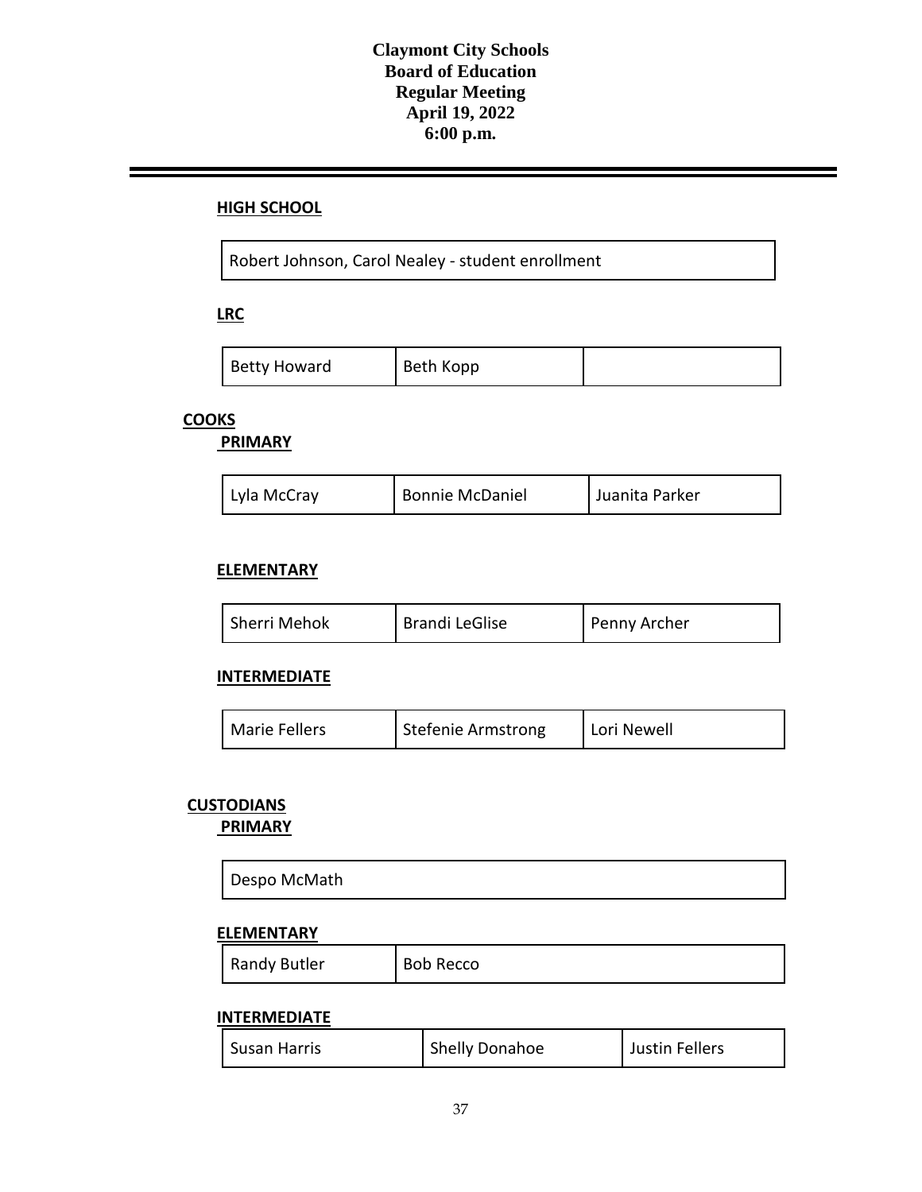**Claymont City Schools**
**Board of Education**
**Regular Meeting**
**April 19, 2022**
**6:00 p.m.**

---

**HIGH SCHOOL**

| Robert Johnson, Carol Nealey - student enrollment |
|---|

**LRC**

| Betty Howard | Beth Kopp | |
|---|---|---|

**COOKS**

**PRIMARY**

| Lyla McCray | Bonnie McDaniel | Juanita Parker |
|---|---|---|

**ELEMENTARY**

| Sherri Mehok | Brandi LeGlise | Penny Archer |
|---|---|---|

**INTERMEDIATE**

| Marie Fellers | Stefenie Armstrong | Lori Newell |
|---|---|---|

**CUSTODIANS**

**PRIMARY**

| Despo McMath |
|---|

**ELEMENTARY**

| Randy Butler | Bob Recco |
|---|---|

**INTERMEDIATE**

| Susan Harris | Shelly Donahoe | Justin Fellers |
|---|---|---|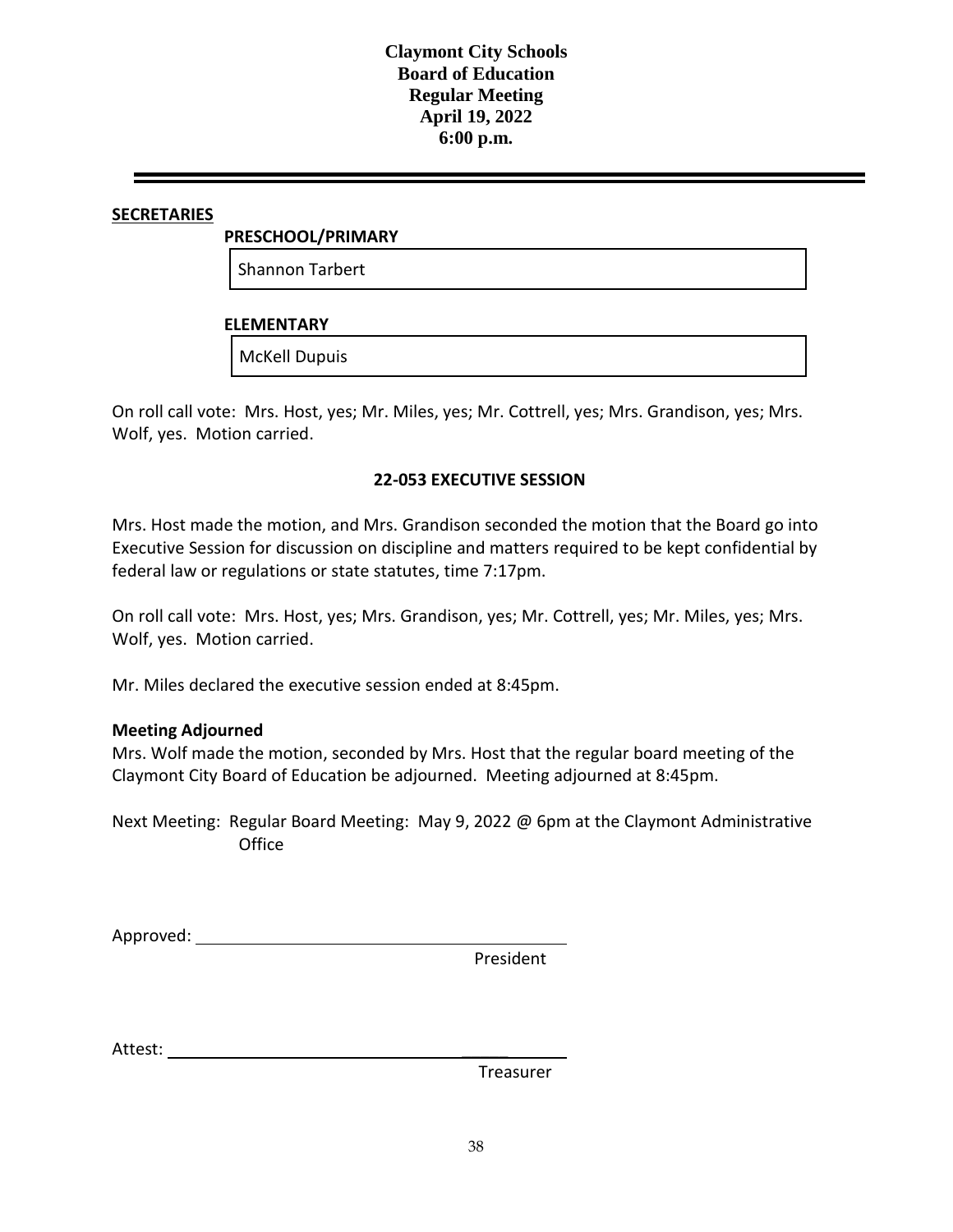**SECRETARIES**

**PRESCHOOL/PRIMARY**

| |
|---|
| Shannon Tarbert |

**ELEMENTARY**

| |
|---|
| McKell Dupuis |

On roll call vote: Mrs. Host, yes; Mr. Miles, yes; Mr. Cottrell, yes; Mrs. Grandison, yes; Mrs. Wolf, yes. Motion carried.

**22-053 EXECUTIVE SESSION**

Mrs. Host made the motion, and Mrs. Grandison seconded the motion that the Board go into Executive Session for discussion on discipline and matters required to be kept confidential by federal law or regulations or state statutes, time 7:17pm.

On roll call vote: Mrs. Host, yes; Mrs. Grandison, yes; Mr. Cottrell, yes; Mr. Miles, yes; Mrs. Wolf, yes. Motion carried.

Mr. Miles declared the executive session ended at 8:45pm.

**Meeting Adjourned**

Mrs. Wolf made the motion, seconded by Mrs. Host that the regular board meeting of the Claymont City Board of Education be adjourned. Meeting adjourned at 8:45pm.

Next Meeting: Regular Board Meeting: May 9, 2022 @ 6pm at the Claymont Administrative Office

Approved: ________________________________________

President

Attest: ________________________________________

Treasurer